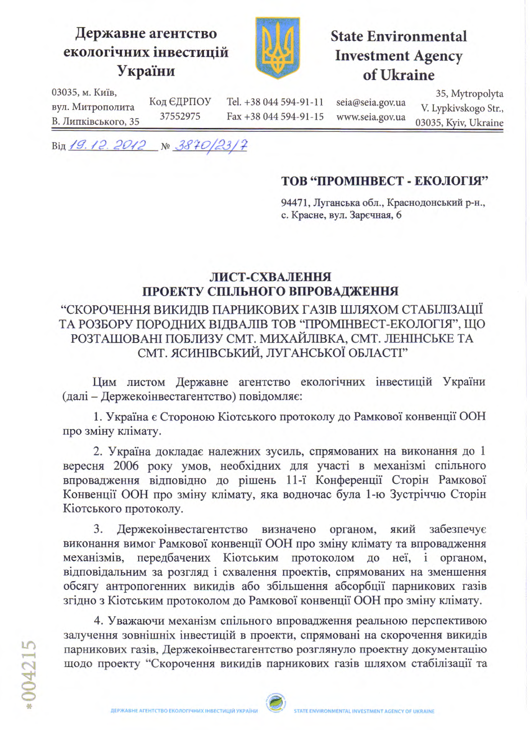**Державне агентство екологічних інвестицій України**

**State Environmental Investment Agency of Ukraine**

03035, м. Київ, вул. Митрополита В. Липківського, 35 | Код ЄДРПОУ 37552975 | Tel. +38 044 594-91-11 Fax +38 044 594-91-15 | seia@seia.gov.ua www.seia.gov.ua | 35, Mytropolyta V. Lypkivskogo Str., 03035, Kyiv, Ukraine

Від 19.12.2012 № 3870/23/7

**ТОВ "ПРОМІНВЕСТ - ЕКОЛОГІЯ"**

94471, Луганська обл., Краснодонський р-н., с. Красне, вул. Заречная, 6

## ЛИСТ-СХВАЛЕННЯ ПРОЕКТУ СПІЛЬНОГО ВПРОВАДЖЕННЯ

"СКОРОЧЕННЯ ВИКИДІВ ПАРНИКОВИХ ГАЗІВ ШЛЯХОМ СТАБІЛІЗАЦІЇ ТА РОЗБОРУ ПОРОДНИХ ВІДВАЛІВ ТОВ "ПРОМІНВЕСТ-ЕКОЛОГІЯ", ЩО РОЗТАШОВАНІ ПОБЛИЗУ СМТ. МИХАЙЛІВКА, СМТ. ЛЕНІНСЬКЕ ТА СМТ. ЯСИНІВСЬКИЙ, ЛУГАНСЬКОЇ ОБЛАСТІ"

Цим листом Державне агентство екологічних інвестицій України (далі – Держекоінвестагентство) повідомляє:

1. Україна є Стороною Кіотського протоколу до Рамкової конвенції ООН про зміну клімату.

2. Україна докладає належних зусиль, спрямованих на виконання до 1 вересня 2006 року умов, необхідних для участі в механізмі спільного впровадження відповідно до рішень 11-ї Конференції Сторін Рамкової Конвенції ООН про зміну клімату, яка водночас була 1-ю Зустріччю Сторін Кіотського протоколу.

3. Держекоінвестагентство визначено органом, який забезпечує виконання вимог Рамкової конвенції ООН про зміну клімату та впровадження механізмів, передбачених Кіотським протоколом до неї, і органом, відповідальним за розгляд і схвалення проектів, спрямованих на зменшення обсягу антропогенних викидів або збільшення абсорбції парникових газів згідно з Кіотським протоколом до Рамкової конвенції ООН про зміну клімату.

4. Уважаючи механізм спільного впровадження реальною перспективою залучення зовнішніх інвестицій в проекти, спрямовані на скорочення викидів парникових газів, Держекоінвестагентство розглянуло проектну документацію щодо проекту "Скорочення викидів парникових газів шляхом стабілізації та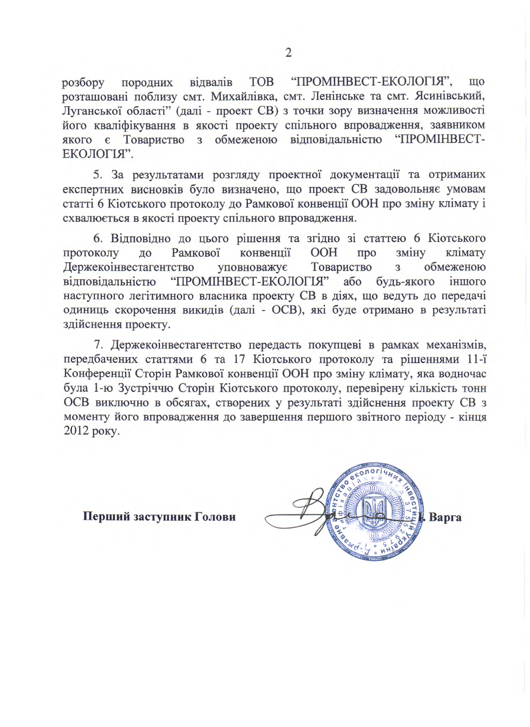розбору породних відвалів ТОВ "ПРОМІНВЕСТ-ЕКОЛОГІЯ", що розташовані поблизу смт. Михайлівка, смт. Ленінське та смт. Ясинівський, Луганської області" (далі - проект СВ) з точки зору визначення можливості його кваліфікування в якості проекту спільного впровадження, заявником якого є Товариство з обмеженою відповідальністю "ПРОМІНВЕСТ-ЕКОЛОГІЯ".

5. За результатами розгляду проектної документації та отриманих експертних висновків було визначено, що проект СВ задовольняє умовам статті 6 Кіотського протоколу до Рамкової конвенції ООН про зміну клімату і схвалюється в якості проекту спільного впровадження.

6. Відповідно до цього рішення та згідно зі статтею 6 Кіотського протоколу до Рамкової конвенції ООН про зміну клімату Держекоінвестагентство уповноважує Товариство з обмеженою відповідальністю "ПРОМІНВЕСТ-ЕКОЛОГІЯ" або будь-якого іншого наступного легітимного власника проекту СВ в діях, що ведуть до передачі одиниць скорочення викидів (далі - ОСВ), які буде отримано в результаті здійснення проекту.

7. Держекоінвестагентство передасть покупцеві в рамках механізмів, передбачених статтями 6 та 17 Кіотського протоколу та рішеннями 11-ї Конференції Сторін Рамкової конвенції ООН про зміну клімату, яка водночас була 1-ю Зустріччю Сторін Кіотського протоколу, перевірену кількість тонн ОСВ виключно в обсягах, створених у результаті здійснення проекту СВ з моменту його впровадження до завершення першого звітного періоду - кінця 2012 року.

**Перший заступник Голови** І. Варга